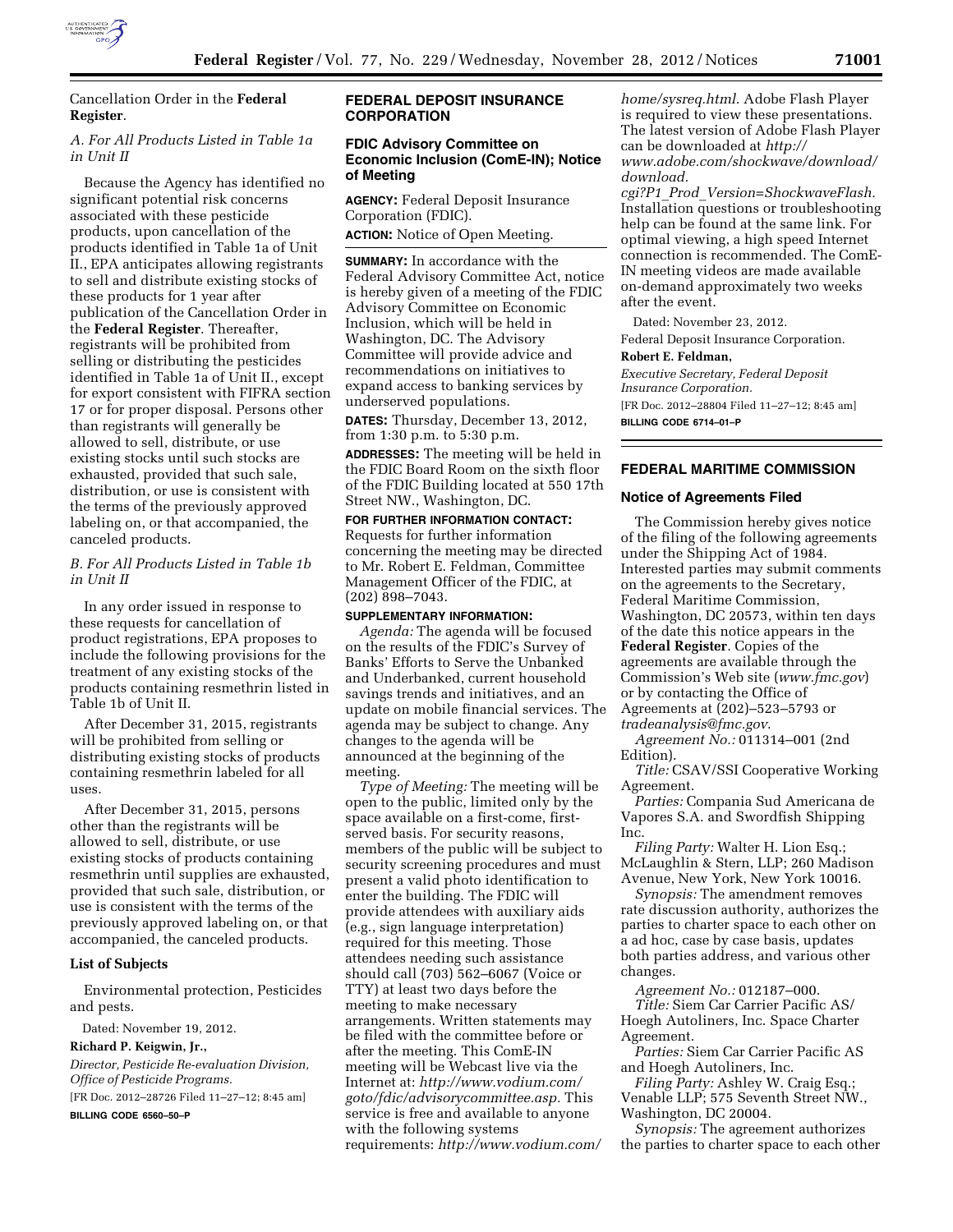Cancellation Order in the **Federal Register**.

*A. For All Products Listed in Table 1a in Unit II*

Because the Agency has identified no significant potential risk concerns associated with these pesticide products, upon cancellation of the products identified in Table 1a of Unit II., EPA anticipates allowing registrants to sell and distribute existing stocks of these products for 1 year after publication of the Cancellation Order in the **Federal Register**. Thereafter, registrants will be prohibited from selling or distributing the pesticides identified in Table 1a of Unit II., except for export consistent with FIFRA section 17 or for proper disposal. Persons other than registrants will generally be allowed to sell, distribute, or use existing stocks until such stocks are exhausted, provided that such sale, distribution, or use is consistent with the terms of the previously approved labeling on, or that accompanied, the canceled products.

*B. For All Products Listed in Table 1b in Unit II*

In any order issued in response to these requests for cancellation of product registrations, EPA proposes to include the following provisions for the treatment of any existing stocks of the products containing resmethrin listed in Table 1b of Unit II.

After December 31, 2015, registrants will be prohibited from selling or distributing existing stocks of products containing resmethrin labeled for all uses.

After December 31, 2015, persons other than the registrants will be allowed to sell, distribute, or use existing stocks of products containing resmethrin until supplies are exhausted, provided that such sale, distribution, or use is consistent with the terms of the previously approved labeling on, or that accompanied, the canceled products.

**List of Subjects**

Environmental protection, Pesticides and pests.

Dated: November 19, 2012.

**Richard P. Keigwin, Jr.,**

*Director, Pesticide Re-evaluation Division, Office of Pesticide Programs.*

[FR Doc. 2012–28726 Filed 11–27–12; 8:45 am]

**BILLING CODE 6560–50–P**

## FEDERAL DEPOSIT INSURANCE CORPORATION

### FDIC Advisory Committee on Economic Inclusion (ComE-IN); Notice of Meeting

**AGENCY:** Federal Deposit Insurance Corporation (FDIC).

**ACTION:** Notice of Open Meeting.

**SUMMARY:** In accordance with the Federal Advisory Committee Act, notice is hereby given of a meeting of the FDIC Advisory Committee on Economic Inclusion, which will be held in Washington, DC. The Advisory Committee will provide advice and recommendations on initiatives to expand access to banking services by underserved populations.

**DATES:** Thursday, December 13, 2012, from 1:30 p.m. to 5:30 p.m.

**ADDRESSES:** The meeting will be held in the FDIC Board Room on the sixth floor of the FDIC Building located at 550 17th Street NW., Washington, DC.

**FOR FURTHER INFORMATION CONTACT:** Requests for further information concerning the meeting may be directed to Mr. Robert E. Feldman, Committee Management Officer of the FDIC, at (202) 898–7043.

**SUPPLEMENTARY INFORMATION:**

*Agenda:* The agenda will be focused on the results of the FDIC's Survey of Banks' Efforts to Serve the Unbanked and Underbanked, current household savings trends and initiatives, and an update on mobile financial services. The agenda may be subject to change. Any changes to the agenda will be announced at the beginning of the meeting.

*Type of Meeting:* The meeting will be open to the public, limited only by the space available on a first-come, first-served basis. For security reasons, members of the public will be subject to security screening procedures and must present a valid photo identification to enter the building. The FDIC will provide attendees with auxiliary aids (e.g., sign language interpretation) required for this meeting. Those attendees needing such assistance should call (703) 562–6067 (Voice or TTY) at least two days before the meeting to make necessary arrangements. Written statements may be filed with the committee before or after the meeting. This ComE-IN meeting will be Webcast live via the Internet at: *http://www.vodium.com/goto/fdic/advisorycommittee.asp.* This service is free and available to anyone with the following systems requirements: *http://www.vodium.com/home/sysreq.html.* Adobe Flash Player is required to view these presentations. The latest version of Adobe Flash Player can be downloaded at *http://www.adobe.com/shockwave/download/download.cgi?P1_Prod_Version=ShockwaveFlash.* Installation questions or troubleshooting help can be found at the same link. For optimal viewing, a high speed Internet connection is recommended. The ComE-IN meeting videos are made available on-demand approximately two weeks after the event.

Dated: November 23, 2012.

Federal Deposit Insurance Corporation.

**Robert E. Feldman,**

*Executive Secretary, Federal Deposit Insurance Corporation.*

[FR Doc. 2012–28804 Filed 11–27–12; 8:45 am]

**BILLING CODE 6714–01–P**

## FEDERAL MARITIME COMMISSION

### Notice of Agreements Filed

The Commission hereby gives notice of the filing of the following agreements under the Shipping Act of 1984. Interested parties may submit comments on the agreements to the Secretary, Federal Maritime Commission, Washington, DC 20573, within ten days of the date this notice appears in the **Federal Register**. Copies of the agreements are available through the Commission's Web site (*www.fmc.gov*) or by contacting the Office of Agreements at (202)–523–5793 or *tradeanalysis@fmc.gov*.

*Agreement No.:* 011314–001 (2nd Edition).

*Title:* CSAV/SSI Cooperative Working Agreement.

*Parties:* Compania Sud Americana de Vapores S.A. and Swordfish Shipping Inc.

*Filing Party:* Walter H. Lion Esq.; McLaughlin & Stern, LLP; 260 Madison Avenue, New York, New York 10016.

*Synopsis:* The amendment removes rate discussion authority, authorizes the parties to charter space to each other on a ad hoc, case by case basis, updates both parties address, and various other changes.

*Agreement No.:* 012187–000.

*Title:* Siem Car Carrier Pacific AS/Hoegh Autoliners, Inc. Space Charter Agreement.

*Parties:* Siem Car Carrier Pacific AS and Hoegh Autoliners, Inc.

*Filing Party:* Ashley W. Craig Esq.; Venable LLP; 575 Seventh Street NW., Washington, DC 20004.

*Synopsis:* The agreement authorizes the parties to charter space to each other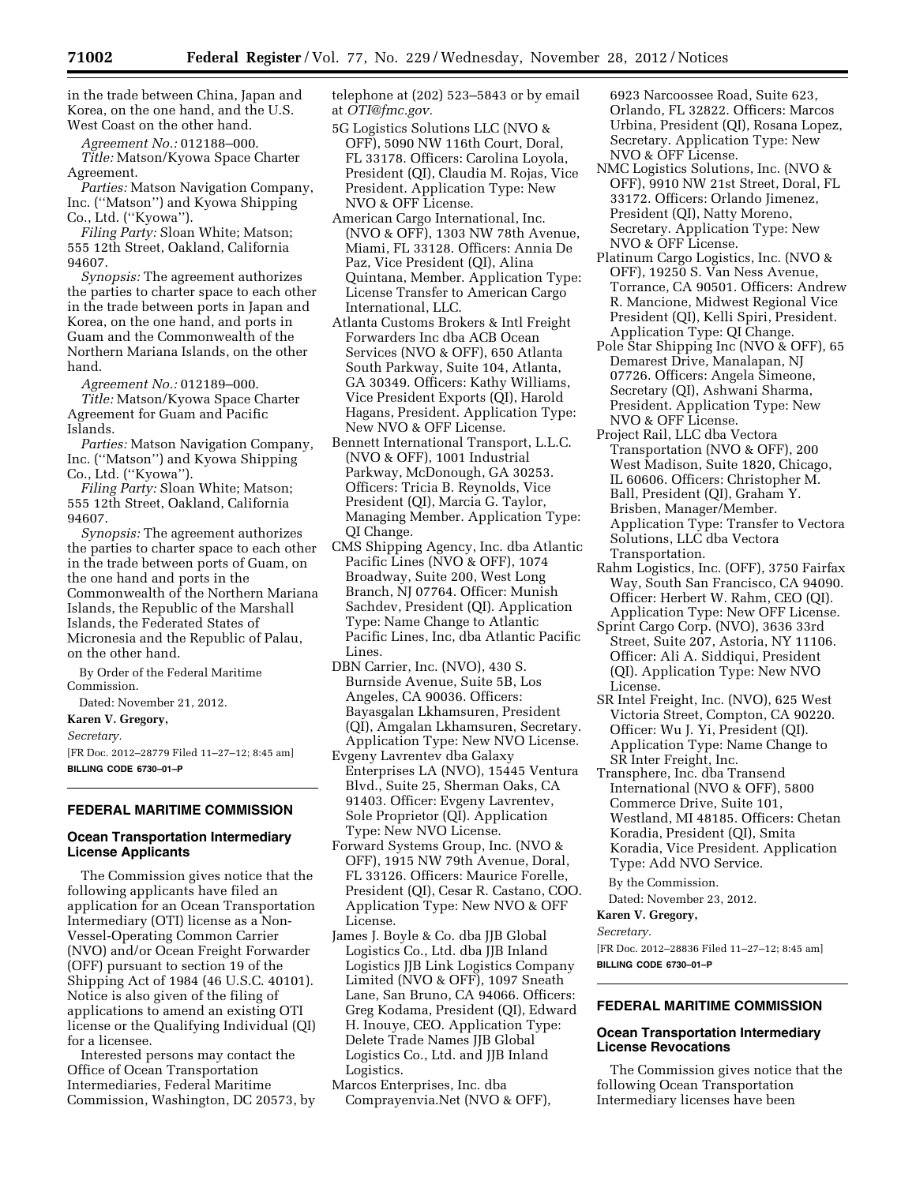in the trade between China, Japan and Korea, on the one hand, and the U.S. West Coast on the other hand.

*Agreement No.:* 012188–000.

*Title:* Matson/Kyowa Space Charter Agreement.

*Parties:* Matson Navigation Company, Inc. (''Matson'') and Kyowa Shipping Co., Ltd. (''Kyowa'').

*Filing Party:* Sloan White; Matson; 555 12th Street, Oakland, California 94607.

*Synopsis:* The agreement authorizes the parties to charter space to each other in the trade between ports in Japan and Korea, on the one hand, and ports in Guam and the Commonwealth of the Northern Mariana Islands, on the other hand.

*Agreement No.:* 012189–000.

*Title:* Matson/Kyowa Space Charter Agreement for Guam and Pacific Islands.

*Parties:* Matson Navigation Company, Inc. (''Matson'') and Kyowa Shipping Co., Ltd. (''Kyowa'').

*Filing Party:* Sloan White; Matson; 555 12th Street, Oakland, California 94607.

*Synopsis:* The agreement authorizes the parties to charter space to each other in the trade between ports of Guam, on the one hand and ports in the Commonwealth of the Northern Mariana Islands, the Republic of the Marshall Islands, the Federated States of Micronesia and the Republic of Palau, on the other hand.

By Order of the Federal Maritime Commission.

Dated: November 21, 2012.

**Karen V. Gregory,**

*Secretary.*

[FR Doc. 2012–28779 Filed 11–27–12; 8:45 am]

**BILLING CODE 6730–01–P**

## FEDERAL MARITIME COMMISSION

### Ocean Transportation Intermediary License Applicants

The Commission gives notice that the following applicants have filed an application for an Ocean Transportation Intermediary (OTI) license as a Non-Vessel-Operating Common Carrier (NVO) and/or Ocean Freight Forwarder (OFF) pursuant to section 19 of the Shipping Act of 1984 (46 U.S.C. 40101). Notice is also given of the filing of applications to amend an existing OTI license or the Qualifying Individual (QI) for a licensee.

Interested persons may contact the Office of Ocean Transportation Intermediaries, Federal Maritime Commission, Washington, DC 20573, by telephone at (202) 523–5843 or by email at *OTI@fmc.gov.*

5G Logistics Solutions LLC (NVO & OFF), 5090 NW 116th Court, Doral, FL 33178. Officers: Carolina Loyola, President (QI), Claudia M. Rojas, Vice President. Application Type: New NVO & OFF License.

American Cargo International, Inc. (NVO & OFF), 1303 NW 78th Avenue, Miami, FL 33128. Officers: Annia De Paz, Vice President (QI), Alina Quintana, Member. Application Type: License Transfer to American Cargo International, LLC.

Atlanta Customs Brokers & Intl Freight Forwarders Inc dba ACB Ocean Services (NVO & OFF), 650 Atlanta South Parkway, Suite 104, Atlanta, GA 30349. Officers: Kathy Williams, Vice President Exports (QI), Harold Hagans, President. Application Type: New NVO & OFF License.

Bennett International Transport, L.L.C. (NVO & OFF), 1001 Industrial Parkway, McDonough, GA 30253. Officers: Tricia B. Reynolds, Vice President (QI), Marcia G. Taylor, Managing Member. Application Type: QI Change.

CMS Shipping Agency, Inc. dba Atlantic Pacific Lines (NVO & OFF), 1074 Broadway, Suite 200, West Long Branch, NJ 07764. Officer: Munish Sachdev, President (QI). Application Type: Name Change to Atlantic Pacific Lines, Inc, dba Atlantic Pacific Lines.

DBN Carrier, Inc. (NVO), 430 S. Burnside Avenue, Suite 5B, Los Angeles, CA 90036. Officers: Bayasgalan Lkhamsuren, President (QI), Amgalan Lkhamsuren, Secretary. Application Type: New NVO License.

Evgeny Lavrentev dba Galaxy Enterprises LA (NVO), 15445 Ventura Blvd., Suite 25, Sherman Oaks, CA 91403. Officer: Evgeny Lavrentev, Sole Proprietor (QI). Application Type: New NVO License.

Forward Systems Group, Inc. (NVO & OFF), 1915 NW 79th Avenue, Doral, FL 33126. Officers: Maurice Forelle, President (QI), Cesar R. Castano, COO. Application Type: New NVO & OFF License.

James J. Boyle & Co. dba JJB Global Logistics Co., Ltd. dba JJB Inland Logistics JJB Link Logistics Company Limited (NVO & OFF), 1097 Sneath Lane, San Bruno, CA 94066. Officers: Greg Kodama, President (QI), Edward H. Inouye, CEO. Application Type: Delete Trade Names JJB Global Logistics Co., Ltd. and JJB Inland Logistics.

Marcos Enterprises, Inc. dba Comprayenvia.Net (NVO & OFF), 6923 Narcoossee Road, Suite 623, Orlando, FL 32822. Officers: Marcos Urbina, President (QI), Rosana Lopez, Secretary. Application Type: New NVO & OFF License.

NMC Logistics Solutions, Inc. (NVO & OFF), 9910 NW 21st Street, Doral, FL 33172. Officers: Orlando Jimenez, President (QI), Natty Moreno, Secretary. Application Type: New NVO & OFF License.

Platinum Cargo Logistics, Inc. (NVO & OFF), 19250 S. Van Ness Avenue, Torrance, CA 90501. Officers: Andrew R. Mancione, Midwest Regional Vice President (QI), Kelli Spiri, President. Application Type: QI Change.

Pole Star Shipping Inc (NVO & OFF), 65 Demarest Drive, Manalapan, NJ 07726. Officers: Angela Simeone, Secretary (QI), Ashwani Sharma, President. Application Type: New NVO & OFF License.

Project Rail, LLC dba Vectora Transportation (NVO & OFF), 200 West Madison, Suite 1820, Chicago, IL 60606. Officers: Christopher M. Ball, President (QI), Graham Y. Brisben, Manager/Member. Application Type: Transfer to Vectora Solutions, LLC dba Vectora Transportation.

Rahm Logistics, Inc. (OFF), 3750 Fairfax Way, South San Francisco, CA 94090. Officer: Herbert W. Rahm, CEO (QI). Application Type: New OFF License.

Sprint Cargo Corp. (NVO), 3636 33rd Street, Suite 207, Astoria, NY 11106. Officer: Ali A. Siddiqui, President (QI). Application Type: New NVO License.

SR Intel Freight, Inc. (NVO), 625 West Victoria Street, Compton, CA 90220. Officer: Wu J. Yi, President (QI). Application Type: Name Change to SR Inter Freight, Inc.

Transphere, Inc. dba Transend International (NVO & OFF), 5800 Commerce Drive, Suite 101, Westland, MI 48185. Officers: Chetan Koradia, President (QI), Smita Koradia, Vice President. Application Type: Add NVO Service.

By the Commission.

Dated: November 23, 2012.

**Karen V. Gregory,**

*Secretary.*

[FR Doc. 2012–28836 Filed 11–27–12; 8:45 am]

**BILLING CODE 6730–01–P**

## FEDERAL MARITIME COMMISSION

### Ocean Transportation Intermediary License Revocations

The Commission gives notice that the following Ocean Transportation Intermediary licenses have been